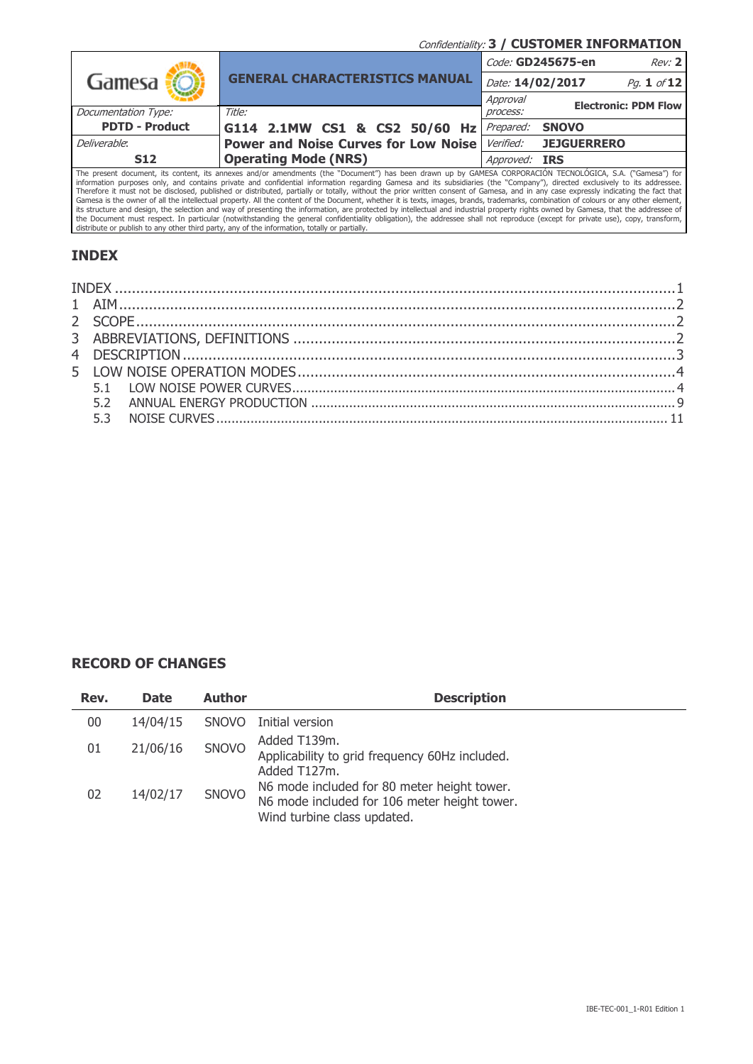Confidentiality: **3 / CUSTOMER INFORMATION**

| Gamesa | **GENERAL CHARACTERISTICS MANUAL** | Code: **GD245675-en** Rev: **2** |
|---|---|---|
| | | Date: **14/02/2017** Pg. **1** of **12** |
| | | Approval process: **Electronic: PDM Flow** |
| Documentation Type: **PDTD - Product** | Title: **G114 2.1MW CS1 & CS2 50/60 Hz Power and Noise Curves for Low Noise Operating Mode (NRS)** | Prepared: **SNOVO** |
| Deliverable: **S12** | | Verified: **JEJGUERRERO** |
| | | Approved: **IRS** |

The present document, its content, its annexes and/or amendments (the "Document") has been drawn up by GAMESA CORPORACIÓN TECNOLÓGICA, S.A. ("Gamesa") for information purposes only, and contains private and confidential information regarding Gamesa and its subsidiaries (the "Company"), directed exclusively to its addressee. Therefore it must not be disclosed, published or distributed, partially or totally, without the prior written consent of Gamesa, and in any case expressly indicating the fact that Gamesa is the owner of all the intellectual property. All the content of the Document, whether it is texts, images, brands, trademarks, combination of colours or any other element, its structure and design, the selection and way of presenting the information, are protected by intellectual and industrial property rights owned by Gamesa, that the addressee of the Document must respect. In particular (notwithstanding the general confidentiality obligation), the addressee shall not reproduce (except for private use), copy, transform, distribute or publish to any other third party, any of the information, totally or partially.

## INDEX

INDEX ........ 1
1 AIM ........ 2
2 SCOPE ........ 2
3 ABBREVIATIONS, DEFINITIONS ........ 2
4 DESCRIPTION ........ 3
5 LOW NOISE OPERATION MODES ........ 4
  5.1 LOW NOISE POWER CURVES ........ 4
  5.2 ANNUAL ENERGY PRODUCTION ........ 9
  5.3 NOISE CURVES ........ 11

## RECORD OF CHANGES

| Rev. | Date | Author | Description |
|---|---|---|---|
| 00 | 14/04/15 | SNOVO | Initial version |
| 01 | 21/06/16 | SNOVO | Added T139m.<br>Applicability to grid frequency 60Hz included. |
| 02 | 14/02/17 | SNOVO | Added T127m.<br>N6 mode included for 80 meter height tower.<br>N6 mode included for 106 meter height tower.<br>Wind turbine class updated. |

IBE-TEC-001_1-R01 Edition 1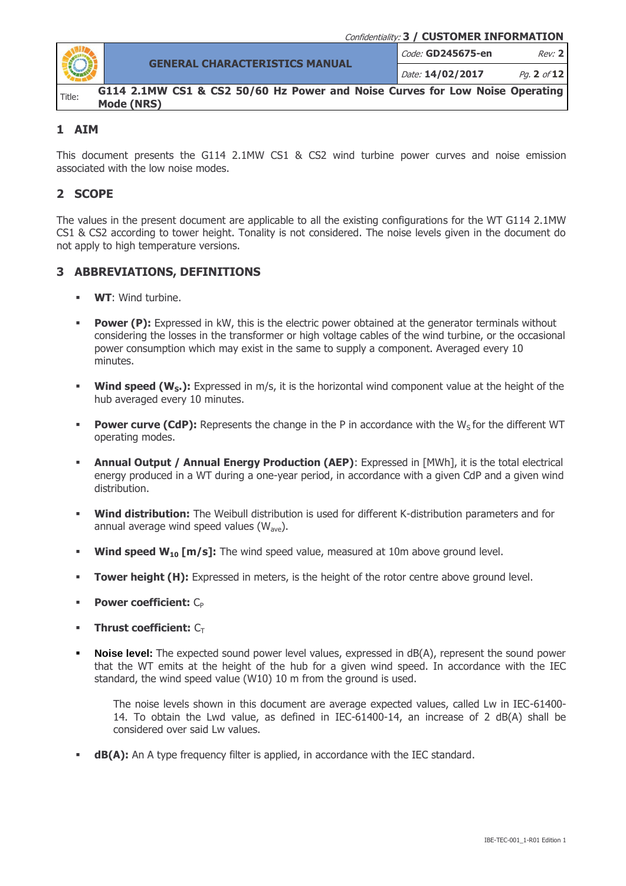## 1 AIM

This document presents the G114 2.1MW CS1 & CS2 wind turbine power curves and noise emission associated with the low noise modes.

## 2 SCOPE

The values in the present document are applicable to all the existing configurations for the WT G114 2.1MW CS1 & CS2 according to tower height. Tonality is not considered. The noise levels given in the document do not apply to high temperature versions.

## 3 ABBREVIATIONS, DEFINITIONS

- **WT**: Wind turbine.
- **Power (P):** Expressed in kW, this is the electric power obtained at the generator terminals without considering the losses in the transformer or high voltage cables of the wind turbine, or the occasional power consumption which may exist in the same to supply a component. Averaged every 10 minutes.
- **Wind speed ($W_S$.):** Expressed in m/s, it is the horizontal wind component value at the height of the hub averaged every 10 minutes.
- **Power curve (CdP):** Represents the change in the P in accordance with the $W_S$ for the different WT operating modes.
- **Annual Output / Annual Energy Production (AEP)**: Expressed in [MWh], it is the total electrical energy produced in a WT during a one-year period, in accordance with a given CdP and a given wind distribution.
- **Wind distribution:** The Weibull distribution is used for different K-distribution parameters and for annual average wind speed values ($W_{ave}$).
- **Wind speed $W_{10}$ [m/s]:** The wind speed value, measured at 10m above ground level.
- **Tower height (H):** Expressed in meters, is the height of the rotor centre above ground level.
- **Power coefficient:** $C_P$
- **Thrust coefficient:** $C_T$
- **Noise level:** The expected sound power level values, expressed in dB(A), represent the sound power that the WT emits at the height of the hub for a given wind speed. In accordance with the IEC standard, the wind speed value (W10) 10 m from the ground is used.

  The noise levels shown in this document are average expected values, called Lw in IEC-61400-14. To obtain the Lwd value, as defined in IEC-61400-14, an increase of 2 dB(A) shall be considered over said Lw values.
- **dB(A):** An A type frequency filter is applied, in accordance with the IEC standard.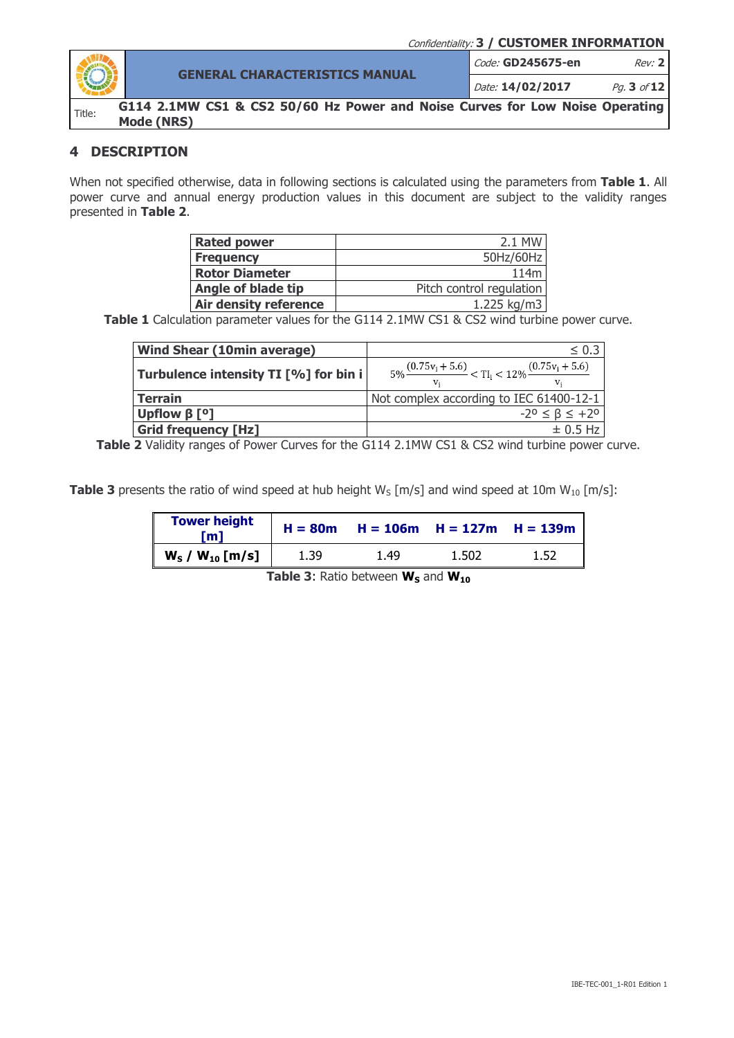## 4 DESCRIPTION

When not specified otherwise, data in following sections is calculated using the parameters from **Table 1**. All power curve and annual energy production values in this document are subject to the validity ranges presented in **Table 2**.

| | |
|---|---|
| **Rated power** | 2.1 MW |
| **Frequency** | 50Hz/60Hz |
| **Rotor Diameter** | 114m |
| **Angle of blade tip** | Pitch control regulation |
| **Air density reference** | 1.225 kg/m3 |

**Table 1** Calculation parameter values for the G114 2.1MW CS1 & CS2 wind turbine power curve.

| | |
|---|---|
| **Wind Shear (10min average)** | ≤ 0.3 |
| **Turbulence intensity TI [%] for bin i** | $5\% \frac{(0.75v_i + 5.6)}{v_i} < TI_i < 12\% \frac{(0.75v_i + 5.6)}{v_i}$ |
| **Terrain** | Not complex according to IEC 61400-12-1 |
| **Upflow β [º]** | -2º ≤ β ≤ +2º |
| **Grid frequency [Hz]** | ± 0.5 Hz |

**Table 2** Validity ranges of Power Curves for the G114 2.1MW CS1 & CS2 wind turbine power curve.

**Table 3** presents the ratio of wind speed at hub height $W_S$ [m/s] and wind speed at 10m $W_{10}$ [m/s]:

| Tower height [m] | H = 80m | H = 106m | H = 127m | H = 139m |
|---|---|---|---|---|
| $W_S$ / $W_{10}$ [m/s] | 1.39 | 1.49 | 1.502 | 1.52 |

**Table 3**: Ratio between $W_S$ and $W_{10}$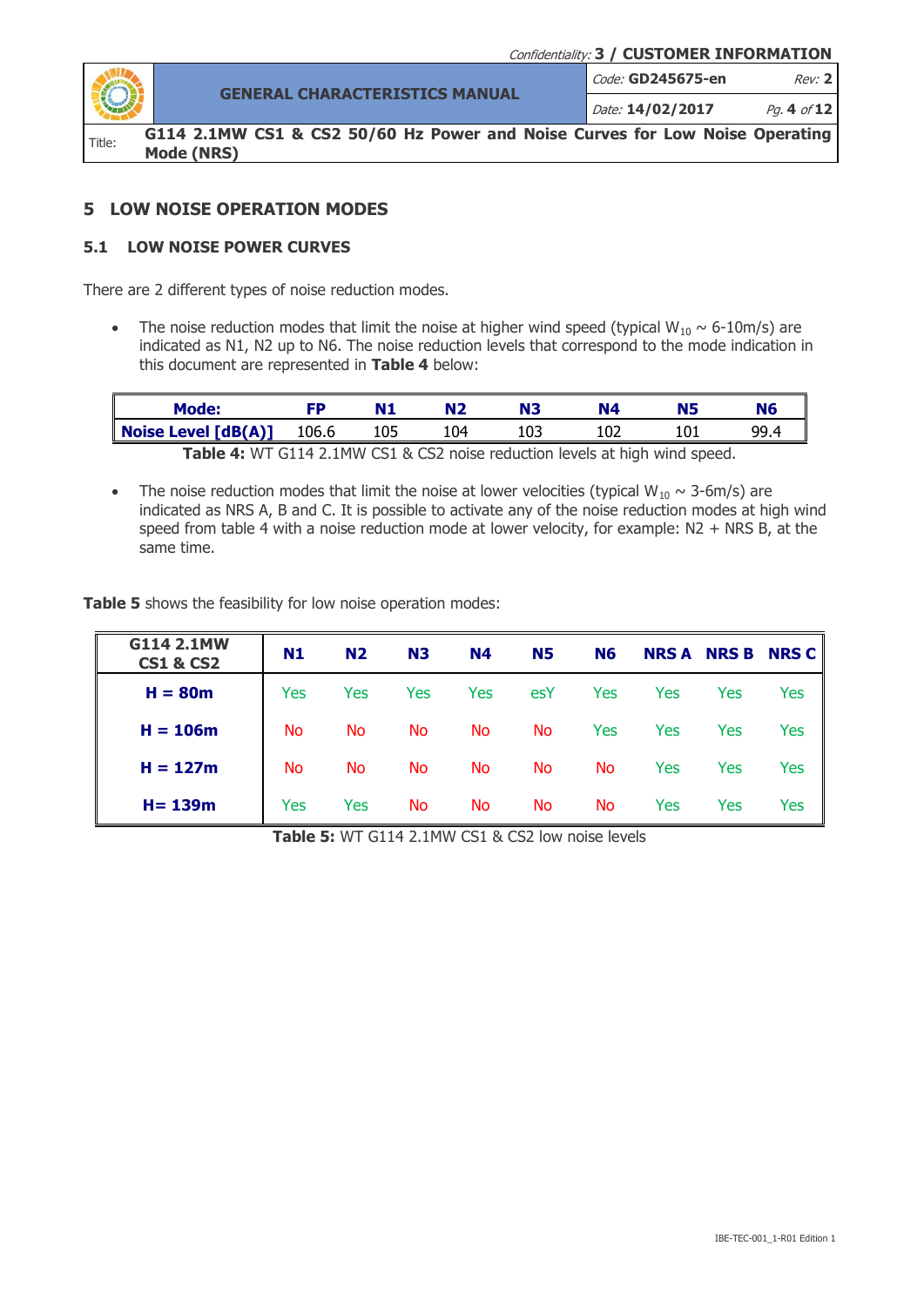## 5 LOW NOISE OPERATION MODES

### 5.1 LOW NOISE POWER CURVES

There are 2 different types of noise reduction modes.

- The noise reduction modes that limit the noise at higher wind speed (typical $W_{10}$ ~ 6-10m/s) are indicated as N1, N2 up to N6. The noise reduction levels that correspond to the mode indication in this document are represented in **Table 4** below:

| Mode: | FP | N1 | N2 | N3 | N4 | N5 | N6 |
|---|---|---|---|---|---|---|---|
| Noise Level [dB(A)] | 106.6 | 105 | 104 | 103 | 102 | 101 | 99.4 |

**Table 4:** WT G114 2.1MW CS1 & CS2 noise reduction levels at high wind speed.

- The noise reduction modes that limit the noise at lower velocities (typical $W_{10}$ ~ 3-6m/s) are indicated as NRS A, B and C. It is possible to activate any of the noise reduction modes at high wind speed from table 4 with a noise reduction mode at lower velocity, for example: N2 + NRS B, at the same time.

**Table 5** shows the feasibility for low noise operation modes:

| G114 2.1MW CS1 & CS2 | N1 | N2 | N3 | N4 | N5 | N6 | NRS A | NRS B | NRS C |
|---|---|---|---|---|---|---|---|---|---|
| H = 80m | Yes | Yes | Yes | Yes | esY | Yes | Yes | Yes | Yes |
| H = 106m | No | No | No | No | No | Yes | Yes | Yes | Yes |
| H = 127m | No | No | No | No | No | No | Yes | Yes | Yes |
| H= 139m | Yes | Yes | No | No | No | No | Yes | Yes | Yes |

**Table 5:** WT G114 2.1MW CS1 & CS2 low noise levels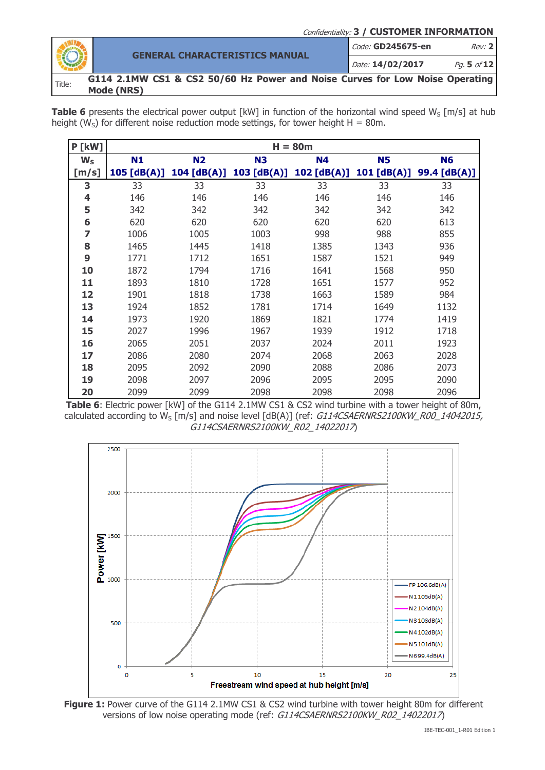Table 6 presents the electrical power output [kW] in function of the horizontal wind speed $W_S$ [m/s] at hub height ($W_S$) for different noise reduction mode settings, for tower height H = 80m.

| P [kW] | H = 80m | | | | | |
|---|---|---|---|---|---|---|
| $W_S$ [m/s] | N1 105 [dB(A)] | N2 104 [dB(A)] | N3 103 [dB(A)] | N4 102 [dB(A)] | N5 101 [dB(A)] | N6 99.4 [dB(A)] |
| **3** | 33 | 33 | 33 | 33 | 33 | 33 |
| **4** | 146 | 146 | 146 | 146 | 146 | 146 |
| **5** | 342 | 342 | 342 | 342 | 342 | 342 |
| **6** | 620 | 620 | 620 | 620 | 620 | 613 |
| **7** | 1006 | 1005 | 1003 | 998 | 988 | 855 |
| **8** | 1465 | 1445 | 1418 | 1385 | 1343 | 936 |
| **9** | 1771 | 1712 | 1651 | 1587 | 1521 | 949 |
| **10** | 1872 | 1794 | 1716 | 1641 | 1568 | 950 |
| **11** | 1893 | 1810 | 1728 | 1651 | 1577 | 952 |
| **12** | 1901 | 1818 | 1738 | 1663 | 1589 | 984 |
| **13** | 1924 | 1852 | 1781 | 1714 | 1649 | 1132 |
| **14** | 1973 | 1920 | 1869 | 1821 | 1774 | 1419 |
| **15** | 2027 | 1996 | 1967 | 1939 | 1912 | 1718 |
| **16** | 2065 | 2051 | 2037 | 2024 | 2011 | 1923 |
| **17** | 2086 | 2080 | 2074 | 2068 | 2063 | 2028 |
| **18** | 2095 | 2092 | 2090 | 2088 | 2086 | 2073 |
| **19** | 2098 | 2097 | 2096 | 2095 | 2095 | 2090 |
| **20** | 2099 | 2099 | 2098 | 2098 | 2098 | 2096 |

**Table 6**: Electric power [kW] of the G114 2.1MW CS1 & CS2 wind turbine with a tower height of 80m, calculated according to $W_S$ [m/s] and noise level [dB(A)] (ref: *G114CSAERNRS2100KW_R00_14042015, G114CSAERNRS2100KW_R02_14022017*)

**Figure 1:** Power curve of the G114 2.1MW CS1 & CS2 wind turbine with tower height 80m for different versions of low noise operating mode (ref: *G114CSAERNRS2100KW_R02_14022017*)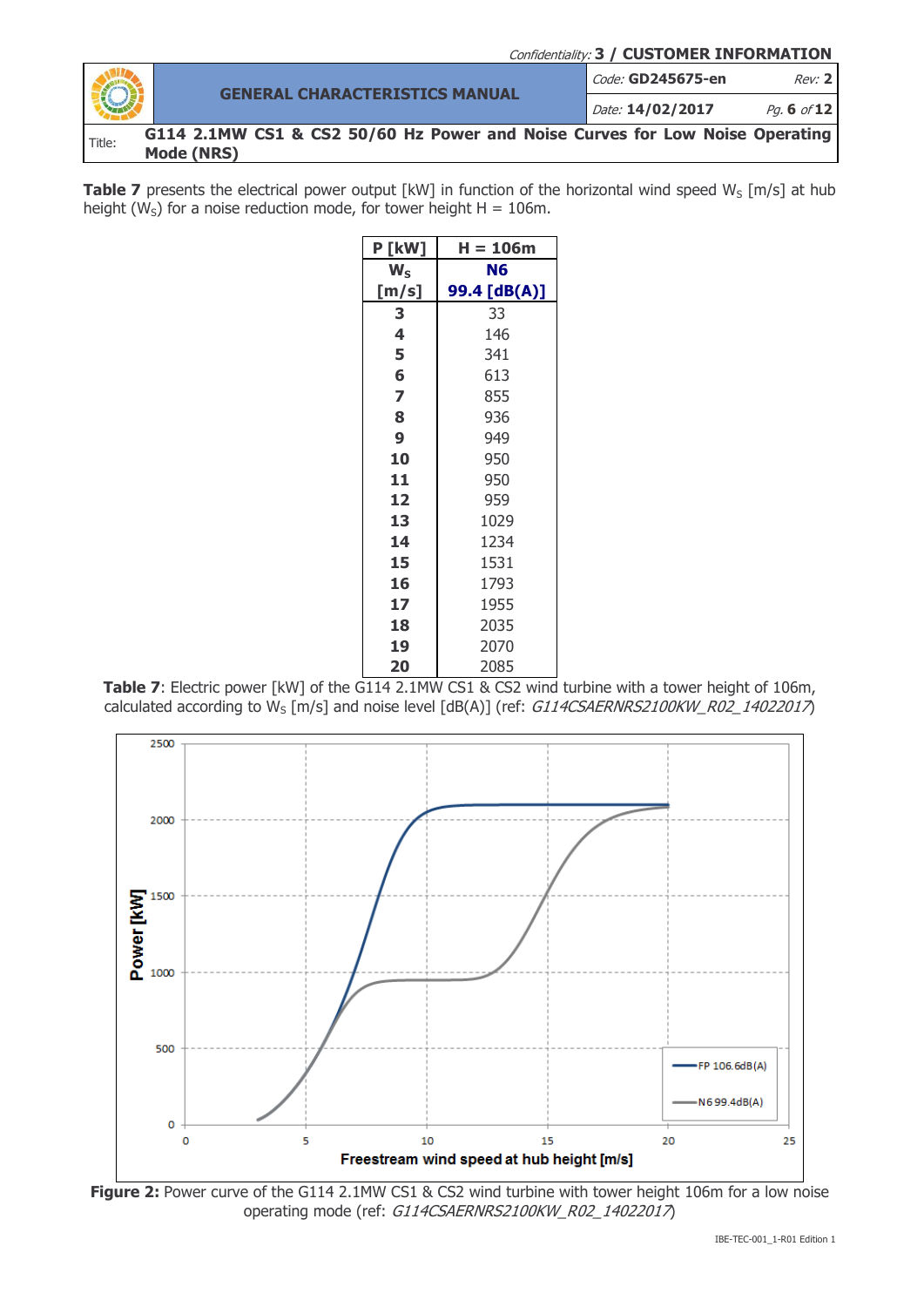**Table 7** presents the electrical power output [kW] in function of the horizontal wind speed $W_S$ [m/s] at hub height ($W_S$) for a noise reduction mode, for tower height H = 106m.

| P [kW] | H = 106m |
|---|---|
| $W_S$ [m/s] | N6 99.4 [dB(A)] |
| **3** | 33 |
| **4** | 146 |
| **5** | 341 |
| **6** | 613 |
| **7** | 855 |
| **8** | 936 |
| **9** | 949 |
| **10** | 950 |
| **11** | 950 |
| **12** | 959 |
| **13** | 1029 |
| **14** | 1234 |
| **15** | 1531 |
| **16** | 1793 |
| **17** | 1955 |
| **18** | 2035 |
| **19** | 2070 |
| **20** | 2085 |

**Table 7**: Electric power [kW] of the G114 2.1MW CS1 & CS2 wind turbine with a tower height of 106m, calculated according to $W_S$ [m/s] and noise level [dB(A)] (ref: *G114CSAERNRS2100KW_R02_14022017*)

**Figure 2:** Power curve of the G114 2.1MW CS1 & CS2 wind turbine with tower height 106m for a low noise operating mode (ref: *G114CSAERNRS2100KW_R02_14022017*)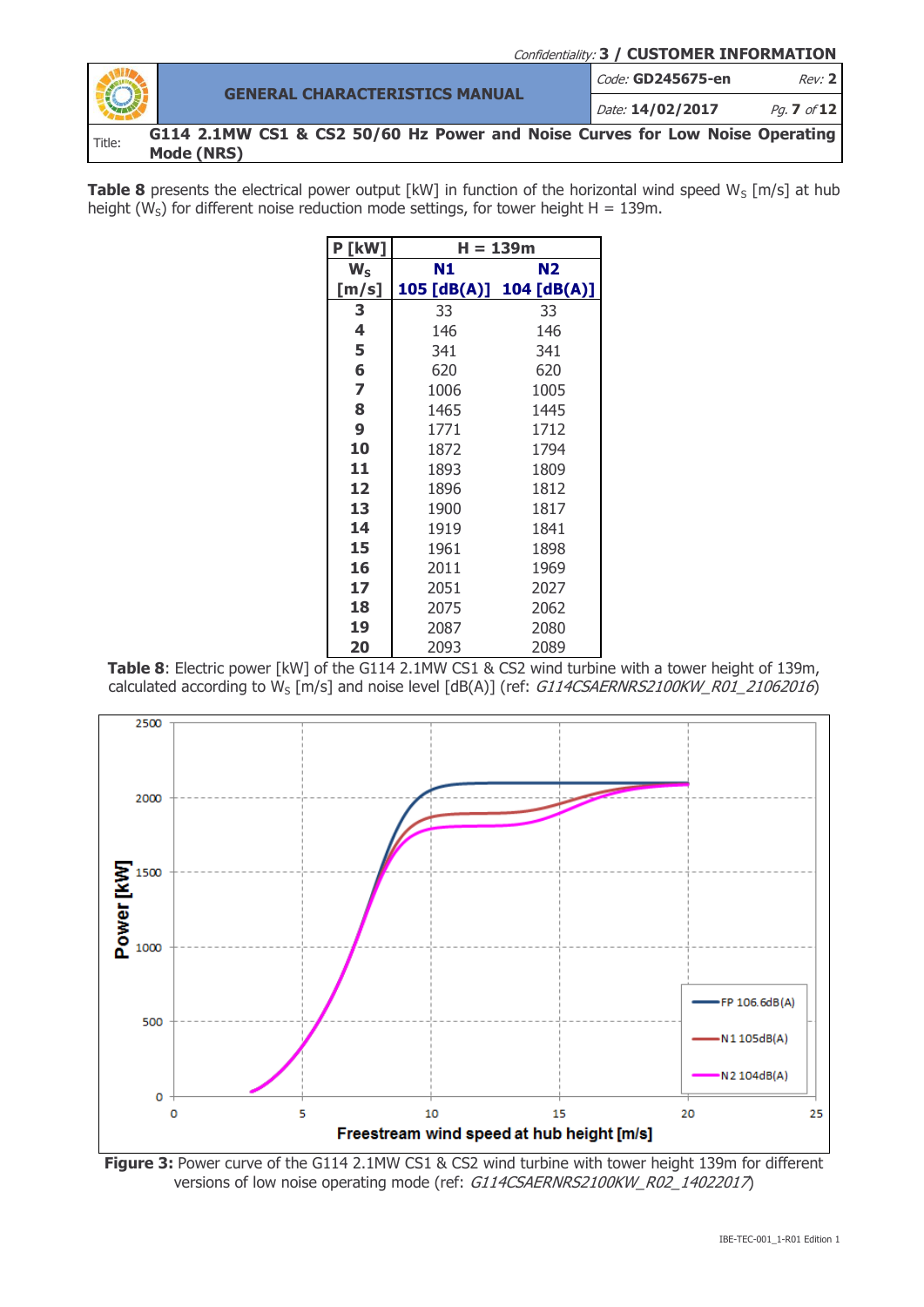**Table 8** presents the electrical power output [kW] in function of the horizontal wind speed $W_S$ [m/s] at hub height ($W_S$) for different noise reduction mode settings, for tower height H = 139m.

| P [kW] | H = 139m | |
|---|---|---|
| $W_S$ [m/s] | N1 105 [dB(A)] | N2 104 [dB(A)] |
| **3** | 33 | 33 |
| **4** | 146 | 146 |
| **5** | 341 | 341 |
| **6** | 620 | 620 |
| **7** | 1006 | 1005 |
| **8** | 1465 | 1445 |
| **9** | 1771 | 1712 |
| **10** | 1872 | 1794 |
| **11** | 1893 | 1809 |
| **12** | 1896 | 1812 |
| **13** | 1900 | 1817 |
| **14** | 1919 | 1841 |
| **15** | 1961 | 1898 |
| **16** | 2011 | 1969 |
| **17** | 2051 | 2027 |
| **18** | 2075 | 2062 |
| **19** | 2087 | 2080 |
| **20** | 2093 | 2089 |

**Table 8**: Electric power [kW] of the G114 2.1MW CS1 & CS2 wind turbine with a tower height of 139m, calculated according to $W_S$ [m/s] and noise level [dB(A)] (ref: *G114CSAERNRS2100KW_R01_21062016*)

**Figure 3:** Power curve of the G114 2.1MW CS1 & CS2 wind turbine with tower height 139m for different versions of low noise operating mode (ref: *G114CSAERNRS2100KW_R02_14022017*)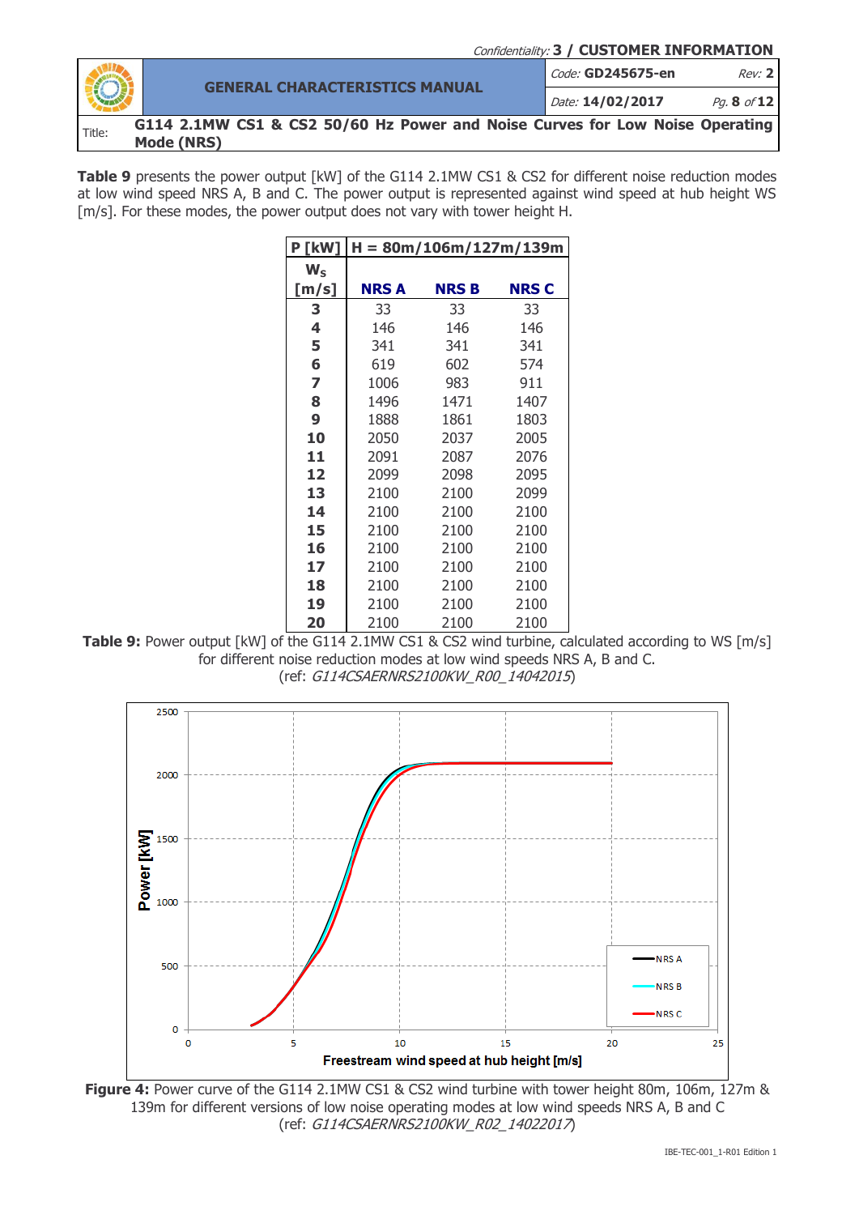**Table 9** presents the power output [kW] of the G114 2.1MW CS1 & CS2 for different noise reduction modes at low wind speed NRS A, B and C. The power output is represented against wind speed at hub height WS [m/s]. For these modes, the power output does not vary with tower height H.

| P [kW] | H = 80m/106m/127m/139m | | |
|---|---|---|---|
| $W_S$ [m/s] | NRS A | NRS B | NRS C |
| 3 | 33 | 33 | 33 |
| 4 | 146 | 146 | 146 |
| 5 | 341 | 341 | 341 |
| 6 | 619 | 602 | 574 |
| 7 | 1006 | 983 | 911 |
| 8 | 1496 | 1471 | 1407 |
| 9 | 1888 | 1861 | 1803 |
| 10 | 2050 | 2037 | 2005 |
| 11 | 2091 | 2087 | 2076 |
| 12 | 2099 | 2098 | 2095 |
| 13 | 2100 | 2100 | 2099 |
| 14 | 2100 | 2100 | 2100 |
| 15 | 2100 | 2100 | 2100 |
| 16 | 2100 | 2100 | 2100 |
| 17 | 2100 | 2100 | 2100 |
| 18 | 2100 | 2100 | 2100 |
| 19 | 2100 | 2100 | 2100 |
| 20 | 2100 | 2100 | 2100 |

**Table 9:** Power output [kW] of the G114 2.1MW CS1 & CS2 wind turbine, calculated according to WS [m/s] for different noise reduction modes at low wind speeds NRS A, B and C.
(ref: *G114CSAERNRS2100KW_R00_14042015*)

**Figure 4:** Power curve of the G114 2.1MW CS1 & CS2 wind turbine with tower height 80m, 106m, 127m & 139m for different versions of low noise operating modes at low wind speeds NRS A, B and C
(ref: *G114CSAERNRS2100KW_R02_14022017*)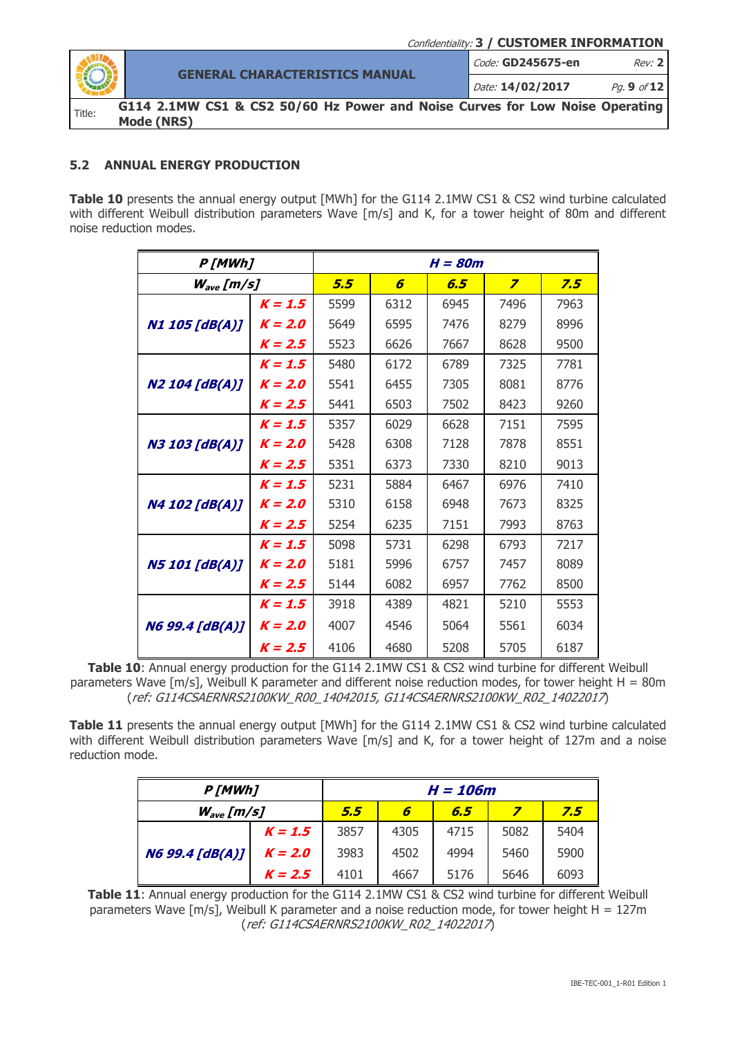## 5.2 ANNUAL ENERGY PRODUCTION

**Table 10** presents the annual energy output [MWh] for the G114 2.1MW CS1 & CS2 wind turbine calculated with different Weibull distribution parameters Wave [m/s] and K, for a tower height of 80m and different noise reduction modes.

| ***P [MWh]*** | | ***H = 80m*** | | | | |
|---|---|---|---|---|---|---|
| ***$W_{ave}$ [m/s]*** | | ***5.5*** | ***6*** | ***6.5*** | ***7*** | ***7.5*** |
| ***N1 105 [dB(A)]*** | ***K = 1.5*** | 5599 | 6312 | 6945 | 7496 | 7963 |
| | ***K = 2.0*** | 5649 | 6595 | 7476 | 8279 | 8996 |
| | ***K = 2.5*** | 5523 | 6626 | 7667 | 8628 | 9500 |
| ***N2 104 [dB(A)]*** | ***K = 1.5*** | 5480 | 6172 | 6789 | 7325 | 7781 |
| | ***K = 2.0*** | 5541 | 6455 | 7305 | 8081 | 8776 |
| | ***K = 2.5*** | 5441 | 6503 | 7502 | 8423 | 9260 |
| ***N3 103 [dB(A)]*** | ***K = 1.5*** | 5357 | 6029 | 6628 | 7151 | 7595 |
| | ***K = 2.0*** | 5428 | 6308 | 7128 | 7878 | 8551 |
| | ***K = 2.5*** | 5351 | 6373 | 7330 | 8210 | 9013 |
| ***N4 102 [dB(A)]*** | ***K = 1.5*** | 5231 | 5884 | 6467 | 6976 | 7410 |
| | ***K = 2.0*** | 5310 | 6158 | 6948 | 7673 | 8325 |
| | ***K = 2.5*** | 5254 | 6235 | 7151 | 7993 | 8763 |
| ***N5 101 [dB(A)]*** | ***K = 1.5*** | 5098 | 5731 | 6298 | 6793 | 7217 |
| | ***K = 2.0*** | 5181 | 5996 | 6757 | 7457 | 8089 |
| | ***K = 2.5*** | 5144 | 6082 | 6957 | 7762 | 8500 |
| ***N6 99.4 [dB(A)]*** | ***K = 1.5*** | 3918 | 4389 | 4821 | 5210 | 5553 |
| | ***K = 2.0*** | 4007 | 4546 | 5064 | 5561 | 6034 |
| | ***K = 2.5*** | 4106 | 4680 | 5208 | 5705 | 6187 |

**Table 10**: Annual energy production for the G114 2.1MW CS1 & CS2 wind turbine for different Weibull parameters Wave [m/s], Weibull K parameter and different noise reduction modes, for tower height H = 80m (*ref: G114CSAERNRS2100KW_R00_14042015, G114CSAERNRS2100KW_R02_14022017*)

**Table 11** presents the annual energy output [MWh] for the G114 2.1MW CS1 & CS2 wind turbine calculated with different Weibull distribution parameters Wave [m/s] and K, for a tower height of 127m and a noise reduction mode.

| ***P [MWh]*** | | ***H = 106m*** | | | | |
|---|---|---|---|---|---|---|
| ***$W_{ave}$ [m/s]*** | | ***5.5*** | ***6*** | ***6.5*** | ***7*** | ***7.5*** |
| ***N6 99.4 [dB(A)]*** | ***K = 1.5*** | 3857 | 4305 | 4715 | 5082 | 5404 |
| | ***K = 2.0*** | 3983 | 4502 | 4994 | 5460 | 5900 |
| | ***K = 2.5*** | 4101 | 4667 | 5176 | 5646 | 6093 |

**Table 11**: Annual energy production for the G114 2.1MW CS1 & CS2 wind turbine for different Weibull parameters Wave [m/s], Weibull K parameter and a noise reduction mode, for tower height H = 127m (*ref: G114CSAERNRS2100KW_R02_14022017*)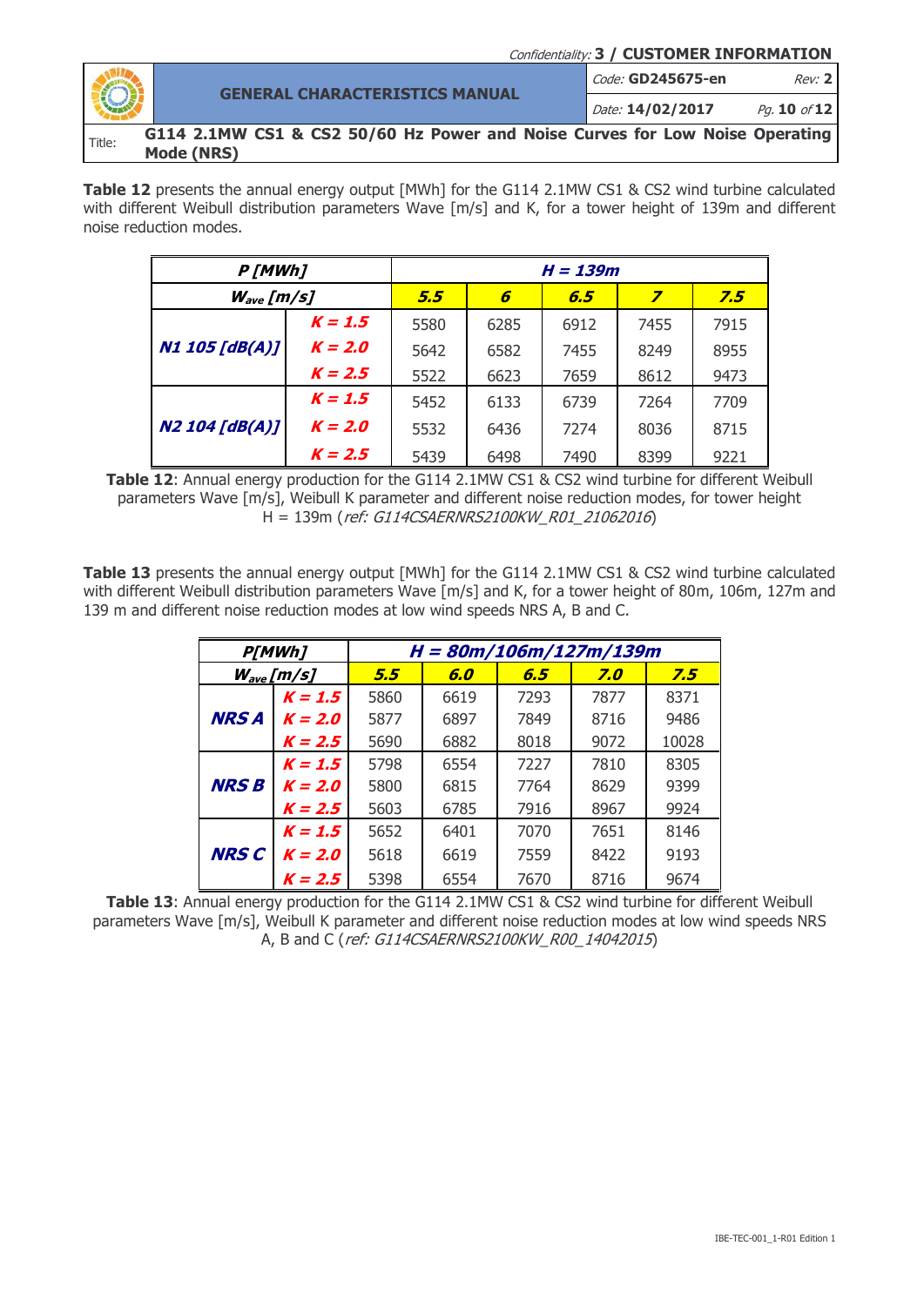**Table 12** presents the annual energy output [MWh] for the G114 2.1MW CS1 & CS2 wind turbine calculated with different Weibull distribution parameters Wave [m/s] and K, for a tower height of 139m and different noise reduction modes.

| ***P [MWh]*** | | ***H = 139m*** | | | | |
|---|---|---|---|---|---|---|
| ***$W_{ave}$ [m/s]*** | | ***5.5*** | ***6*** | ***6.5*** | ***7*** | ***7.5*** |
| ***N1 105 [dB(A)]*** | ***K = 1.5*** | 5580 | 6285 | 6912 | 7455 | 7915 |
| | ***K = 2.0*** | 5642 | 6582 | 7455 | 8249 | 8955 |
| | ***K = 2.5*** | 5522 | 6623 | 7659 | 8612 | 9473 |
| ***N2 104 [dB(A)]*** | ***K = 1.5*** | 5452 | 6133 | 6739 | 7264 | 7709 |
| | ***K = 2.0*** | 5532 | 6436 | 7274 | 8036 | 8715 |
| | ***K = 2.5*** | 5439 | 6498 | 7490 | 8399 | 9221 |

**Table 12**: Annual energy production for the G114 2.1MW CS1 & CS2 wind turbine for different Weibull parameters Wave [m/s], Weibull K parameter and different noise reduction modes, for tower height H = 139m (*ref: G114CSAERNRS2100KW_R01_21062016*)

**Table 13** presents the annual energy output [MWh] for the G114 2.1MW CS1 & CS2 wind turbine calculated with different Weibull distribution parameters Wave [m/s] and K, for a tower height of 80m, 106m, 127m and 139 m and different noise reduction modes at low wind speeds NRS A, B and C.

| ***P[MWh]*** | | ***H = 80m/106m/127m/139m*** | | | | |
|---|---|---|---|---|---|---|
| ***$W_{ave}$ [m/s]*** | | ***5.5*** | ***6.0*** | ***6.5*** | ***7.0*** | ***7.5*** |
| ***NRS A*** | ***K = 1.5*** | 5860 | 6619 | 7293 | 7877 | 8371 |
| | ***K = 2.0*** | 5877 | 6897 | 7849 | 8716 | 9486 |
| | ***K = 2.5*** | 5690 | 6882 | 8018 | 9072 | 10028 |
| ***NRS B*** | ***K = 1.5*** | 5798 | 6554 | 7227 | 7810 | 8305 |
| | ***K = 2.0*** | 5800 | 6815 | 7764 | 8629 | 9399 |
| | ***K = 2.5*** | 5603 | 6785 | 7916 | 8967 | 9924 |
| ***NRS C*** | ***K = 1.5*** | 5652 | 6401 | 7070 | 7651 | 8146 |
| | ***K = 2.0*** | 5618 | 6619 | 7559 | 8422 | 9193 |
| | ***K = 2.5*** | 5398 | 6554 | 7670 | 8716 | 9674 |

**Table 13**: Annual energy production for the G114 2.1MW CS1 & CS2 wind turbine for different Weibull parameters Wave [m/s], Weibull K parameter and different noise reduction modes at low wind speeds NRS A, B and C (*ref: G114CSAERNRS2100KW_R00_14042015*)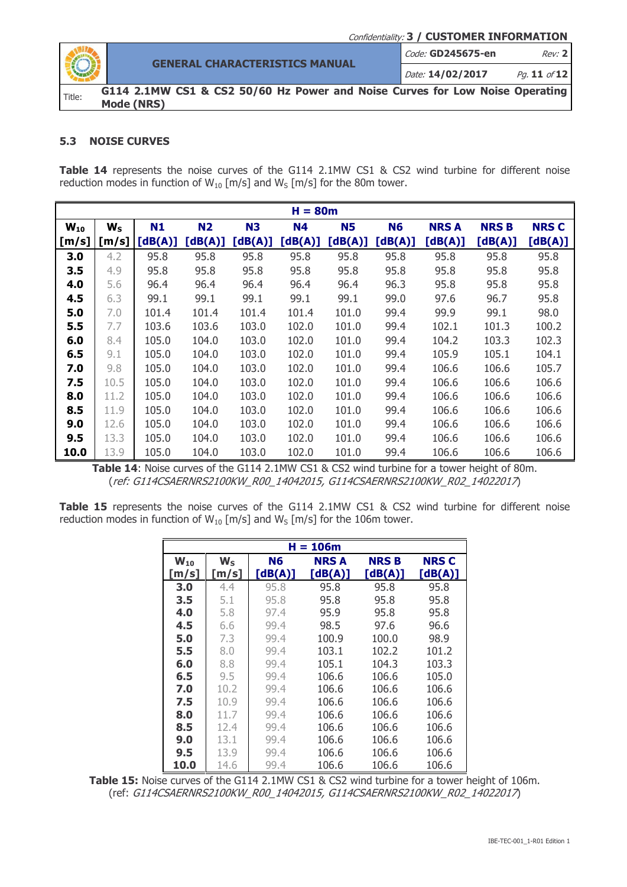## 5.3 NOISE CURVES

**Table 14** represents the noise curves of the G114 2.1MW CS1 & CS2 wind turbine for different noise reduction modes in function of $W_{10}$ [m/s] and $W_S$ [m/s] for the 80m tower.

| H = 80m | | | | | | | | | | |
|---|---|---|---|---|---|---|---|---|---|---|
| $W_{10}$ [m/s] | $W_S$ [m/s] | N1 [dB(A)] | N2 [dB(A)] | N3 [dB(A)] | N4 [dB(A)] | N5 [dB(A)] | N6 [dB(A)] | NRS A [dB(A)] | NRS B [dB(A)] | NRS C [dB(A)] |
| **3.0** | 4.2 | 95.8 | 95.8 | 95.8 | 95.8 | 95.8 | 95.8 | 95.8 | 95.8 | 95.8 |
| **3.5** | 4.9 | 95.8 | 95.8 | 95.8 | 95.8 | 95.8 | 95.8 | 95.8 | 95.8 | 95.8 |
| **4.0** | 5.6 | 96.4 | 96.4 | 96.4 | 96.4 | 96.4 | 96.3 | 95.8 | 95.8 | 95.8 |
| **4.5** | 6.3 | 99.1 | 99.1 | 99.1 | 99.1 | 99.1 | 99.0 | 97.6 | 96.7 | 95.8 |
| **5.0** | 7.0 | 101.4 | 101.4 | 101.4 | 101.4 | 101.0 | 99.4 | 99.9 | 99.1 | 98.0 |
| **5.5** | 7.7 | 103.6 | 103.6 | 103.0 | 102.0 | 101.0 | 99.4 | 102.1 | 101.3 | 100.2 |
| **6.0** | 8.4 | 105.0 | 104.0 | 103.0 | 102.0 | 101.0 | 99.4 | 104.2 | 103.3 | 102.3 |
| **6.5** | 9.1 | 105.0 | 104.0 | 103.0 | 102.0 | 101.0 | 99.4 | 105.9 | 105.1 | 104.1 |
| **7.0** | 9.8 | 105.0 | 104.0 | 103.0 | 102.0 | 101.0 | 99.4 | 106.6 | 106.6 | 105.7 |
| **7.5** | 10.5 | 105.0 | 104.0 | 103.0 | 102.0 | 101.0 | 99.4 | 106.6 | 106.6 | 106.6 |
| **8.0** | 11.2 | 105.0 | 104.0 | 103.0 | 102.0 | 101.0 | 99.4 | 106.6 | 106.6 | 106.6 |
| **8.5** | 11.9 | 105.0 | 104.0 | 103.0 | 102.0 | 101.0 | 99.4 | 106.6 | 106.6 | 106.6 |
| **9.0** | 12.6 | 105.0 | 104.0 | 103.0 | 102.0 | 101.0 | 99.4 | 106.6 | 106.6 | 106.6 |
| **9.5** | 13.3 | 105.0 | 104.0 | 103.0 | 102.0 | 101.0 | 99.4 | 106.6 | 106.6 | 106.6 |
| **10.0** | 13.9 | 105.0 | 104.0 | 103.0 | 102.0 | 101.0 | 99.4 | 106.6 | 106.6 | 106.6 |

**Table 14**: Noise curves of the G114 2.1MW CS1 & CS2 wind turbine for a tower height of 80m. (*ref: G114CSAERNRS2100KW_R00_14042015, G114CSAERNRS2100KW_R02_14022017*)

**Table 15** represents the noise curves of the G114 2.1MW CS1 & CS2 wind turbine for different noise reduction modes in function of $W_{10}$ [m/s] and $W_S$ [m/s] for the 106m tower.

| H = 106m | | | | | |
|---|---|---|---|---|---|
| $W_{10}$ [m/s] | $W_S$ [m/s] | N6 [dB(A)] | NRS A [dB(A)] | NRS B [dB(A)] | NRS C [dB(A)] |
| **3.0** | 4.4 | 95.8 | 95.8 | 95.8 | 95.8 |
| **3.5** | 5.1 | 95.8 | 95.8 | 95.8 | 95.8 |
| **4.0** | 5.8 | 97.4 | 95.9 | 95.8 | 95.8 |
| **4.5** | 6.6 | 99.4 | 98.5 | 97.6 | 96.6 |
| **5.0** | 7.3 | 99.4 | 100.9 | 100.0 | 98.9 |
| **5.5** | 8.0 | 99.4 | 103.1 | 102.2 | 101.2 |
| **6.0** | 8.8 | 99.4 | 105.1 | 104.3 | 103.3 |
| **6.5** | 9.5 | 99.4 | 106.6 | 106.6 | 105.0 |
| **7.0** | 10.2 | 99.4 | 106.6 | 106.6 | 106.6 |
| **7.5** | 10.9 | 99.4 | 106.6 | 106.6 | 106.6 |
| **8.0** | 11.7 | 99.4 | 106.6 | 106.6 | 106.6 |
| **8.5** | 12.4 | 99.4 | 106.6 | 106.6 | 106.6 |
| **9.0** | 13.1 | 99.4 | 106.6 | 106.6 | 106.6 |
| **9.5** | 13.9 | 99.4 | 106.6 | 106.6 | 106.6 |
| **10.0** | 14.6 | 99.4 | 106.6 | 106.6 | 106.6 |

**Table 15:** Noise curves of the G114 2.1MW CS1 & CS2 wind turbine for a tower height of 106m. (ref: *G114CSAERNRS2100KW_R00_14042015, G114CSAERNRS2100KW_R02_14022017*)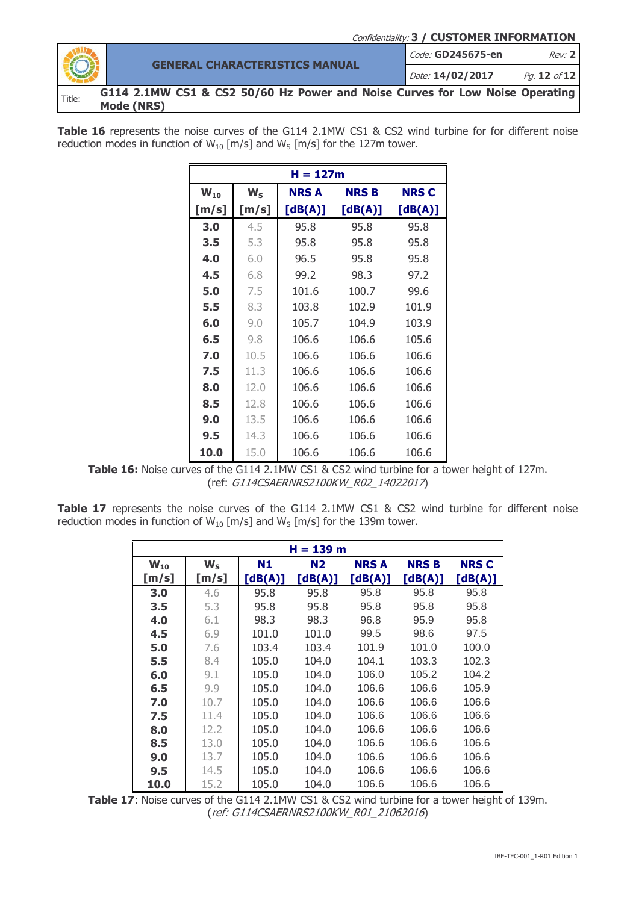**Table 16** represents the noise curves of the G114 2.1MW CS1 & CS2 wind turbine for for different noise reduction modes in function of $W_{10}$ [m/s] and $W_S$ [m/s] for the 127m tower.

| H = 127m | | | | |
|---|---|---|---|---|
| $W_{10}$ [m/s] | $W_S$ [m/s] | NRS A [dB(A)] | NRS B [dB(A)] | NRS C [dB(A)] |
| **3.0** | 4.5 | 95.8 | 95.8 | 95.8 |
| **3.5** | 5.3 | 95.8 | 95.8 | 95.8 |
| **4.0** | 6.0 | 96.5 | 95.8 | 95.8 |
| **4.5** | 6.8 | 99.2 | 98.3 | 97.2 |
| **5.0** | 7.5 | 101.6 | 100.7 | 99.6 |
| **5.5** | 8.3 | 103.8 | 102.9 | 101.9 |
| **6.0** | 9.0 | 105.7 | 104.9 | 103.9 |
| **6.5** | 9.8 | 106.6 | 106.6 | 105.6 |
| **7.0** | 10.5 | 106.6 | 106.6 | 106.6 |
| **7.5** | 11.3 | 106.6 | 106.6 | 106.6 |
| **8.0** | 12.0 | 106.6 | 106.6 | 106.6 |
| **8.5** | 12.8 | 106.6 | 106.6 | 106.6 |
| **9.0** | 13.5 | 106.6 | 106.6 | 106.6 |
| **9.5** | 14.3 | 106.6 | 106.6 | 106.6 |
| **10.0** | 15.0 | 106.6 | 106.6 | 106.6 |

**Table 16:** Noise curves of the G114 2.1MW CS1 & CS2 wind turbine for a tower height of 127m. (ref: *G114CSAERNRS2100KW_R02_14022017*)

**Table 17** represents the noise curves of the G114 2.1MW CS1 & CS2 wind turbine for different noise reduction modes in function of $W_{10}$ [m/s] and $W_S$ [m/s] for the 139m tower.

| H = 139 m | | | | | | |
|---|---|---|---|---|---|---|
| $W_{10}$ [m/s] | $W_S$ [m/s] | N1 [dB(A)] | N2 [dB(A)] | NRS A [dB(A)] | NRS B [dB(A)] | NRS C [dB(A)] |
| **3.0** | 4.6 | 95.8 | 95.8 | 95.8 | 95.8 | 95.8 |
| **3.5** | 5.3 | 95.8 | 95.8 | 95.8 | 95.8 | 95.8 |
| **4.0** | 6.1 | 98.3 | 98.3 | 96.8 | 95.9 | 95.8 |
| **4.5** | 6.9 | 101.0 | 101.0 | 99.5 | 98.6 | 97.5 |
| **5.0** | 7.6 | 103.4 | 103.4 | 101.9 | 101.0 | 100.0 |
| **5.5** | 8.4 | 105.0 | 104.0 | 104.1 | 103.3 | 102.3 |
| **6.0** | 9.1 | 105.0 | 104.0 | 106.0 | 105.2 | 104.2 |
| **6.5** | 9.9 | 105.0 | 104.0 | 106.6 | 106.6 | 105.9 |
| **7.0** | 10.7 | 105.0 | 104.0 | 106.6 | 106.6 | 106.6 |
| **7.5** | 11.4 | 105.0 | 104.0 | 106.6 | 106.6 | 106.6 |
| **8.0** | 12.2 | 105.0 | 104.0 | 106.6 | 106.6 | 106.6 |
| **8.5** | 13.0 | 105.0 | 104.0 | 106.6 | 106.6 | 106.6 |
| **9.0** | 13.7 | 105.0 | 104.0 | 106.6 | 106.6 | 106.6 |
| **9.5** | 14.5 | 105.0 | 104.0 | 106.6 | 106.6 | 106.6 |
| **10.0** | 15.2 | 105.0 | 104.0 | 106.6 | 106.6 | 106.6 |

**Table 17**: Noise curves of the G114 2.1MW CS1 & CS2 wind turbine for a tower height of 139m. (*ref: G114CSAERNRS2100KW_R01_21062016*)